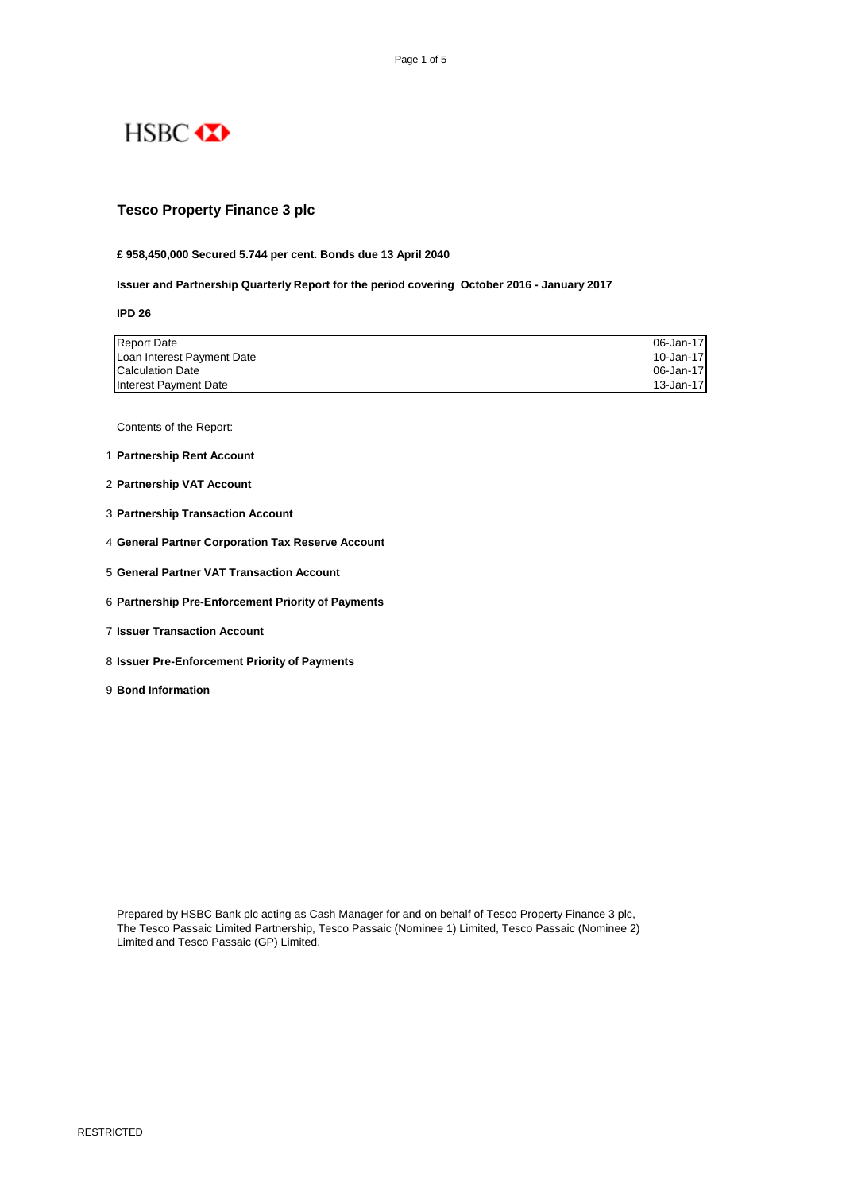HSBC

# Tesco Property Finance 3 plc

**£ 958,450,000 Secured 5.744 per cent. Bonds due 13 April 2040**

**Issuer and Partnership Quarterly Report for the period covering October 2016 - January 2017**

**IPD 26**

| | |
|---|---|
| Report Date | 06-Jan-17 |
| Loan Interest Payment Date | 10-Jan-17 |
| Calculation Date | 06-Jan-17 |
| Interest Payment Date | 13-Jan-17 |

Contents of the Report:

1. **Partnership Rent Account**
2. **Partnership VAT Account**
3. **Partnership Transaction Account**
4. **General Partner Corporation Tax Reserve Account**
5. **General Partner VAT Transaction Account**
6. **Partnership Pre-Enforcement Priority of Payments**
7. **Issuer Transaction Account**
8. **Issuer Pre-Enforcement Priority of Payments**
9. **Bond Information**

Prepared by HSBC Bank plc acting as Cash Manager for and on behalf of Tesco Property Finance 3 plc, The Tesco Passaic Limited Partnership, Tesco Passaic (Nominee 1) Limited, Tesco Passaic (Nominee 2) Limited and Tesco Passaic (GP) Limited.

RESTRICTED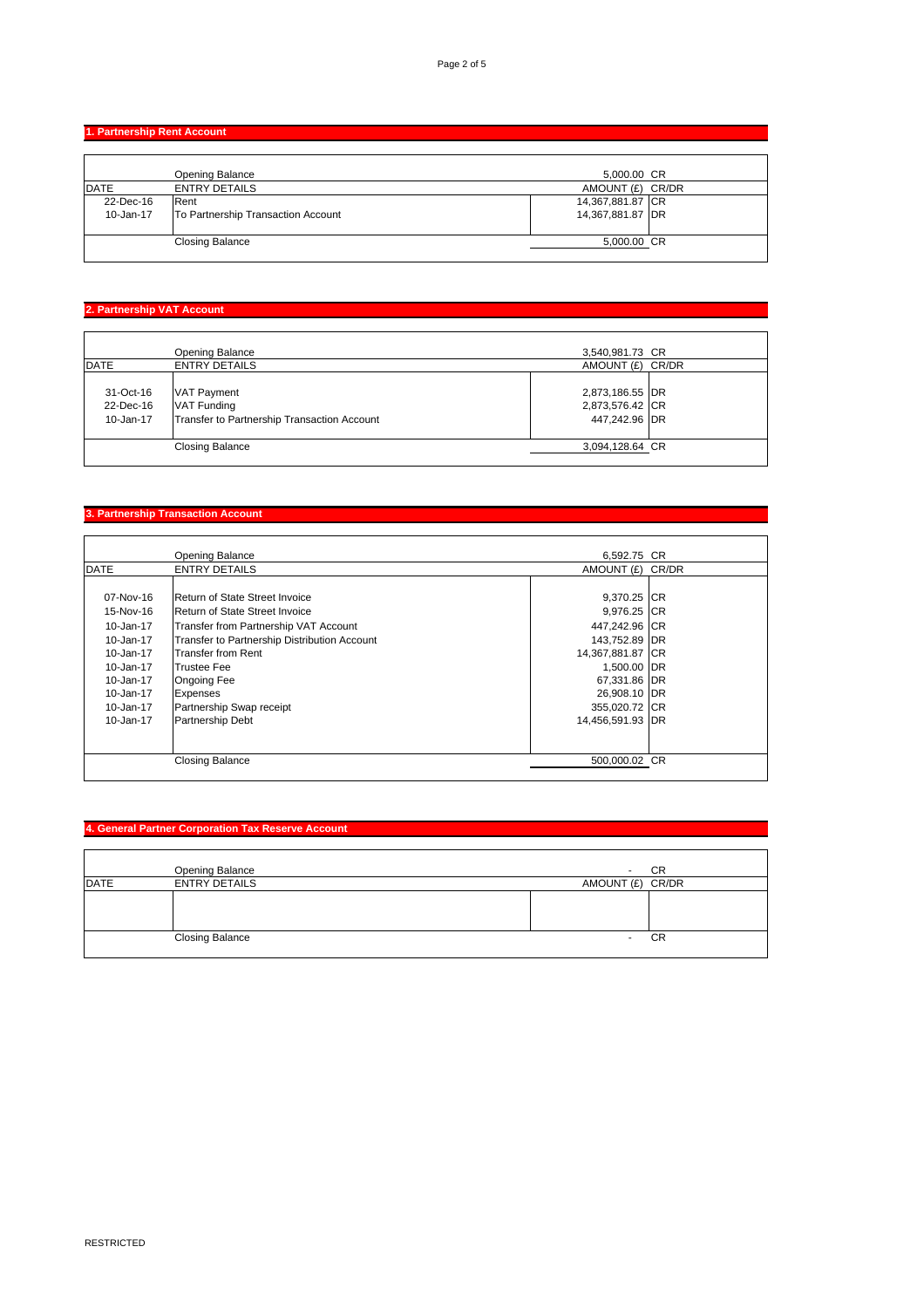## 1. Partnership Rent Account

| | Opening Balance | 5,000.00 | CR |
|---|---|---|---|
| DATE | ENTRY DETAILS | AMOUNT (£) | CR/DR |
| 22-Dec-16 | Rent | 14,367,881.87 | CR |
| 10-Jan-17 | To Partnership Transaction Account | 14,367,881.87 | DR |
| | Closing Balance | 5,000.00 | CR |

## 2. Partnership VAT Account

| | Opening Balance | 3,540,981.73 | CR |
|---|---|---|---|
| DATE | ENTRY DETAILS | AMOUNT (£) | CR/DR |
| 31-Oct-16 | VAT Payment | 2,873,186.55 | DR |
| 22-Dec-16 | VAT Funding | 2,873,576.42 | CR |
| 10-Jan-17 | Transfer to Partnership Transaction Account | 447,242.96 | DR |
| | Closing Balance | 3,094,128.64 | CR |

## 3. Partnership Transaction Account

| | Opening Balance | 6,592.75 | CR |
|---|---|---|---|
| DATE | ENTRY DETAILS | AMOUNT (£) | CR/DR |
| 07-Nov-16 | Return of State Street Invoice | 9,370.25 | CR |
| 15-Nov-16 | Return of State Street Invoice | 9,976.25 | CR |
| 10-Jan-17 | Transfer from Partnership VAT Account | 447,242.96 | CR |
| 10-Jan-17 | Transfer to Partnership Distribution Account | 143,752.89 | DR |
| 10-Jan-17 | Transfer from Rent | 14,367,881.87 | CR |
| 10-Jan-17 | Trustee Fee | 1,500.00 | DR |
| 10-Jan-17 | Ongoing Fee | 67,331.86 | DR |
| 10-Jan-17 | Expenses | 26,908.10 | DR |
| 10-Jan-17 | Partnership Swap receipt | 355,020.72 | CR |
| 10-Jan-17 | Partnership Debt | 14,456,591.93 | DR |
| | Closing Balance | 500,000.02 | CR |

## 4. General Partner Corporation Tax Reserve Account

| | Opening Balance | - | CR |
|---|---|---|---|
| DATE | ENTRY DETAILS | AMOUNT (£) | CR/DR |
| | | | |
| | Closing Balance | - | CR |

RESTRICTED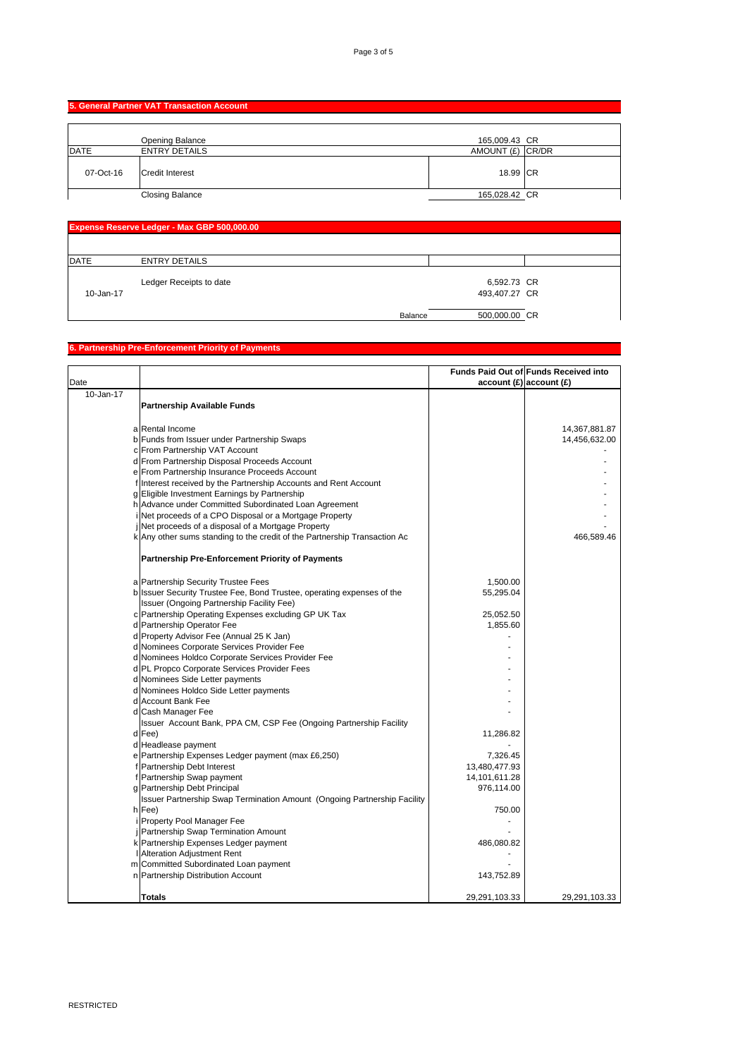## 5. General Partner VAT Transaction Account

| DATE | ENTRY DETAILS | AMOUNT (£) | CR/DR |
|---|---|---|---|
| | Opening Balance | 165,009.43 | CR |
| 07-Oct-16 | Credit Interest | 18.99 | CR |
| | Closing Balance | 165,028.42 | CR |

## Expense Reserve Ledger - Max GBP 500,000.00

| DATE | ENTRY DETAILS | | |
|---|---|---|---|
| | Ledger Receipts to date | 6,592.73 | CR |
| 10-Jan-17 | | 493,407.27 | CR |
| | Balance | 500,000.00 | CR |

## 6. Partnership Pre-Enforcement Priority of Payments

| Date | | Funds Paid Out of account (£) | Funds Received into account (£) |
|---|---|---|---|
| 10-Jan-17 | **Partnership Available Funds** | | |
| a | Rental Income | | 14,367,881.87 |
| b | Funds from Issuer under Partnership Swaps | | 14,456,632.00 |
| c | From Partnership VAT Account | | - |
| d | From Partnership Disposal Proceeds Account | | - |
| e | From Partnership Insurance Proceeds Account | | - |
| f | Interest received by the Partnership Accounts and Rent Account | | - |
| g | Eligible Investment Earnings by Partnership | | - |
| h | Advance under Committed Subordinated Loan Agreement | | - |
| i | Net proceeds of a CPO Disposal or a Mortgage Property | | - |
| j | Net proceeds of a disposal of a Mortgage Property | | - |
| k | Any other sums standing to the credit of the Partnership Transaction Ac | | 466,589.46 |
| | **Partnership Pre-Enforcement Priority of Payments** | | |
| a | Partnership Security Trustee Fees | 1,500.00 | |
| b | Issuer Security Trustee Fee, Bond Trustee, operating expenses of the Issuer (Ongoing Partnership Facility Fee) | 55,295.04 | |
| c | Partnership Operating Expenses excluding GP UK Tax | 25,052.50 | |
| d | Partnership Operator Fee | 1,855.60 | |
| d | Property Advisor Fee (Annual 25 K Jan) | - | |
| d | Nominees Corporate Services Provider Fee | - | |
| d | Nominees Holdco Corporate Services Provider Fee | - | |
| d | PL Propco Corporate Services Provider Fees | - | |
| d | Nominees Side Letter payments | - | |
| d | Nominees Holdco Side Letter payments | - | |
| d | Account Bank Fee | - | |
| d | Cash Manager Fee | - | |
| d | Issuer Account Bank, PPA CM, CSP Fee (Ongoing Partnership Facility Fee) | 11,286.82 | |
| d | Headlease payment | - | |
| e | Partnership Expenses Ledger payment (max £6,250) | 7,326.45 | |
| f | Partnership Debt Interest | 13,480,477.93 | |
| f | Partnership Swap payment | 14,101,611.28 | |
| g | Partnership Debt Principal | 976,114.00 | |
| h | Issuer Partnership Swap Termination Amount (Ongoing Partnership Facility Fee) | 750.00 | |
| i | Property Pool Manager Fee | - | |
| j | Partnership Swap Termination Amount | - | |
| k | Partnership Expenses Ledger payment | 486,080.82 | |
| l | Alteration Adjustment Rent | - | |
| m | Committed Subordinated Loan payment | - | |
| n | Partnership Distribution Account | 143,752.89 | |
| | **Totals** | 29,291,103.33 | 29,291,103.33 |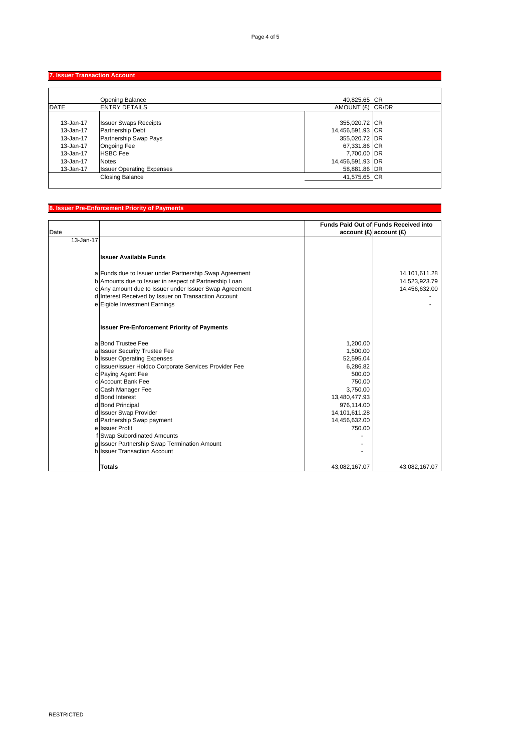## 7. Issuer Transaction Account

| DATE | ENTRY DETAILS | AMOUNT (£) | CR/DR |
|---|---|---|---|
| | Opening Balance | 40,825.65 | CR |
| 13-Jan-17 | Issuer Swaps Receipts | 355,020.72 | CR |
| 13-Jan-17 | Partnership Debt | 14,456,591.93 | CR |
| 13-Jan-17 | Partnership Swap Pays | 355,020.72 | DR |
| 13-Jan-17 | Ongoing Fee | 67,331.86 | CR |
| 13-Jan-17 | HSBC Fee | 7,700.00 | DR |
| 13-Jan-17 | Notes | 14,456,591.93 | DR |
| 13-Jan-17 | Issuer Operating Expenses | 58,881.86 | DR |
| | Closing Balance | 41,575.65 | CR |

## 8. Issuer Pre-Enforcement Priority of Payments

| Date | | | Funds Paid Out of account (£) | Funds Received into account (£) |
|---|---|---|---|---|
| 13-Jan-17 | | | | |
| | | **Issuer Available Funds** | | |
| | a | Funds due to Issuer under Partnership Swap Agreement | | 14,101,611.28 |
| | b | Amounts due to Issuer in respect of Partnership Loan | | 14,523,923.79 |
| | c | Any amount due to Issuer under Issuer Swap Agreement | | 14,456,632.00 |
| | d | Interest Received by Issuer on Transaction Account | | - |
| | e | Eigible Investment Earnings | | - |
| | | **Issuer Pre-Enforcement Priority of Payments** | | |
| | a | Bond Trustee Fee | 1,200.00 | |
| | a | Issuer Security Trustee Fee | 1,500.00 | |
| | b | Issuer Operating Expenses | 52,595.04 | |
| | c | Issuer/Issuer Holdco Corporate Services Provider Fee | 6,286.82 | |
| | c | Paying Agent Fee | 500.00 | |
| | c | Account Bank Fee | 750.00 | |
| | c | Cash Manager Fee | 3,750.00 | |
| | d | Bond Interest | 13,480,477.93 | |
| | d | Bond Principal | 976,114.00 | |
| | d | Issuer Swap Provider | 14,101,611.28 | |
| | d | Partnership Swap payment | 14,456,632.00 | |
| | e | Issuer Profit | 750.00 | |
| | f | Swap Subordinated Amounts | - | |
| | g | Issuer Partnership Swap Termination Amount | - | |
| | h | Issuer Transaction Account | - | |
| | | **Totals** | 43,082,167.07 | 43,082,167.07 |

RESTRICTED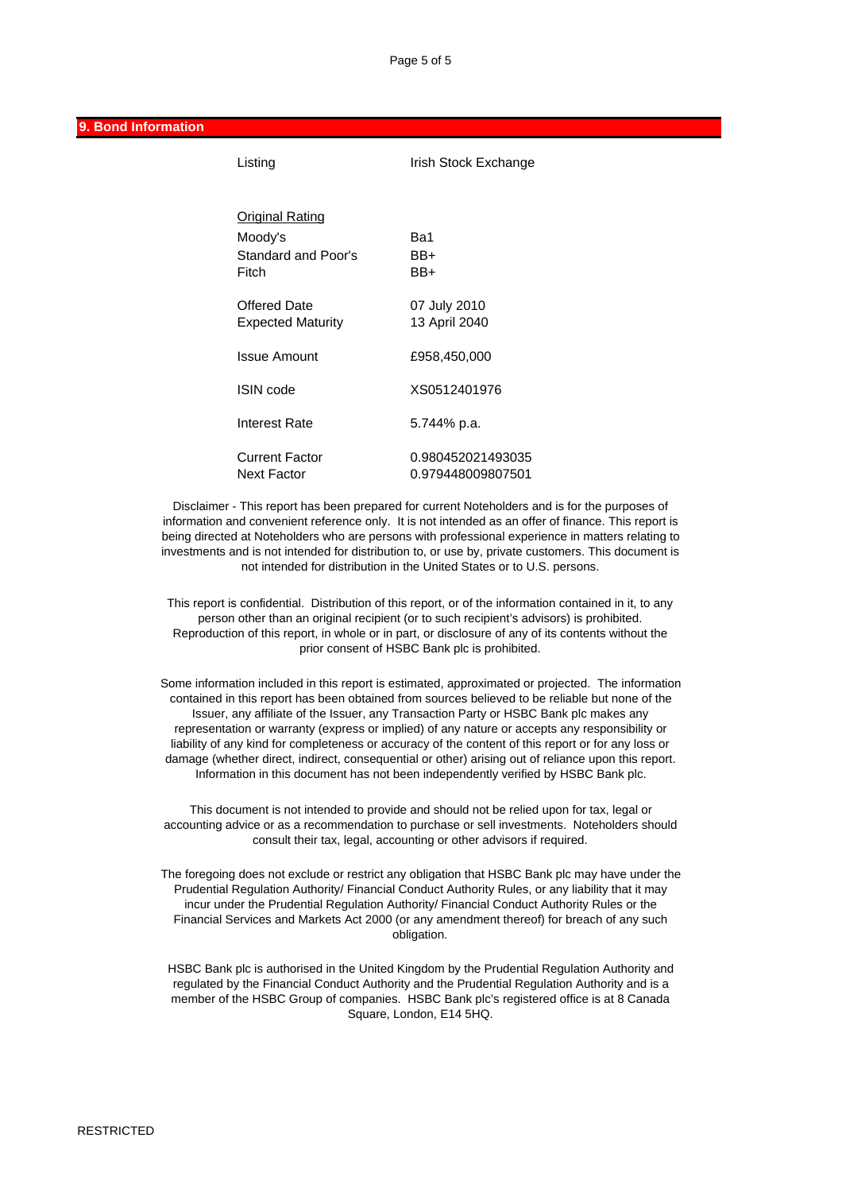## 9. Bond Information

| | |
|---|---|
| Listing | Irish Stock Exchange |
| <u>Original Rating</u> | |
| Moody's | Ba1 |
| Standard and Poor's | BB+ |
| Fitch | BB+ |
| Offered Date | 07 July 2010 |
| Expected Maturity | 13 April 2040 |
| Issue Amount | £958,450,000 |
| ISIN code | XS0512401976 |
| Interest Rate | 5.744% p.a. |
| Current Factor | 0.980452021493035 |
| Next Factor | 0.979448009807501 |

Disclaimer - This report has been prepared for current Noteholders and is for the purposes of information and convenient reference only. It is not intended as an offer of finance. This report is being directed at Noteholders who are persons with professional experience in matters relating to investments and is not intended for distribution to, or use by, private customers. This document is not intended for distribution in the United States or to U.S. persons.

This report is confidential. Distribution of this report, or of the information contained in it, to any person other than an original recipient (or to such recipient's advisors) is prohibited. Reproduction of this report, in whole or in part, or disclosure of any of its contents without the prior consent of HSBC Bank plc is prohibited.

Some information included in this report is estimated, approximated or projected. The information contained in this report has been obtained from sources believed to be reliable but none of the Issuer, any affiliate of the Issuer, any Transaction Party or HSBC Bank plc makes any representation or warranty (express or implied) of any nature or accepts any responsibility or liability of any kind for completeness or accuracy of the content of this report or for any loss or damage (whether direct, indirect, consequential or other) arising out of reliance upon this report. Information in this document has not been independently verified by HSBC Bank plc.

This document is not intended to provide and should not be relied upon for tax, legal or accounting advice or as a recommendation to purchase or sell investments. Noteholders should consult their tax, legal, accounting or other advisors if required.

The foregoing does not exclude or restrict any obligation that HSBC Bank plc may have under the Prudential Regulation Authority/ Financial Conduct Authority Rules, or any liability that it may incur under the Prudential Regulation Authority/ Financial Conduct Authority Rules or the Financial Services and Markets Act 2000 (or any amendment thereof) for breach of any such obligation.

HSBC Bank plc is authorised in the United Kingdom by the Prudential Regulation Authority and regulated by the Financial Conduct Authority and the Prudential Regulation Authority and is a member of the HSBC Group of companies. HSBC Bank plc's registered office is at 8 Canada Square, London, E14 5HQ.

RESTRICTED